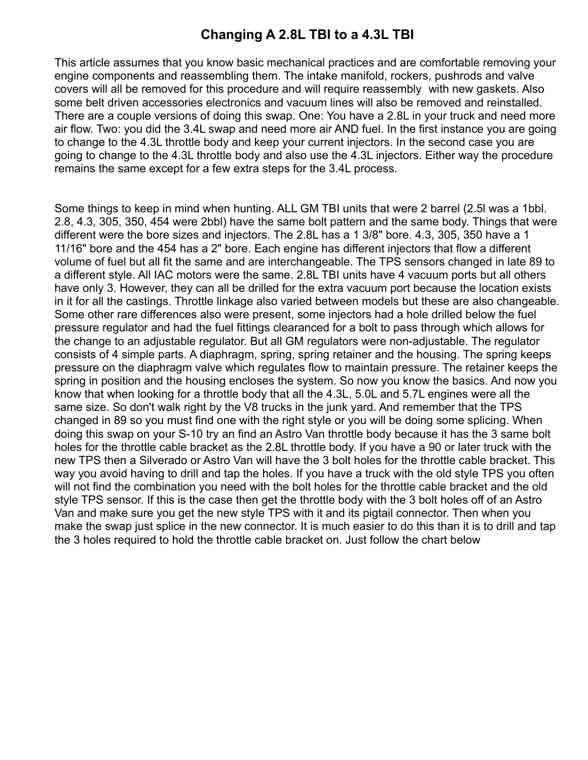# Changing A 2.8L TBI to a 4.3L TBI

This article assumes that you know basic mechanical practices and are comfortable removing your engine components and reassembling them. The intake manifold, rockers, pushrods and valve covers will all be removed for this procedure and will require reassembly  with new gaskets. Also some belt driven accessories electronics and vacuum lines will also be removed and reinstalled. There are a couple versions of doing this swap. One: You have a 2.8L in your truck and need more air flow. Two: you did the 3.4L swap and need more air AND fuel. In the first instance you are going to change to the 4.3L throttle body and keep your current injectors. In the second case you are going to change to the 4.3L throttle body and also use the 4.3L injectors. Either way the procedure remains the same except for a few extra steps for the 3.4L process.

Some things to keep in mind when hunting. ALL GM TBI units that were 2 barrel (2.5l was a 1bbl. 2.8, 4.3, 305, 350, 454 were 2bbl) have the same bolt pattern and the same body. Things that were different were the bore sizes and injectors. The 2.8L has a 1 3/8" bore. 4.3, 305, 350 have a 1 11/16" bore and the 454 has a 2" bore. Each engine has different injectors that flow a different volume of fuel but all fit the same and are interchangeable. The TPS sensors changed in late 89 to a different style. All IAC motors were the same. 2.8L TBI units have 4 vacuum ports but all others have only 3. However, they can all be drilled for the extra vacuum port because the location exists in it for all the castings. Throttle linkage also varied between models but these are also changeable. Some other rare differences also were present, some injectors had a hole drilled below the fuel pressure regulator and had the fuel fittings clearanced for a bolt to pass through which allows for the change to an adjustable regulator. But all GM regulators were non-adjustable. The regulator consists of 4 simple parts. A diaphragm, spring, spring retainer and the housing. The spring keeps pressure on the diaphragm valve which regulates flow to maintain pressure. The retainer keeps the spring in position and the housing encloses the system. So now you know the basics. And now you know that when looking for a throttle body that all the 4.3L, 5.0L and 5.7L engines were all the same size. So don't walk right by the V8 trucks in the junk yard. And remember that the TPS changed in 89 so you must find one with the right style or you will be doing some splicing. When doing this swap on your S-10 try an find an Astro Van throttle body because it has the 3 same bolt holes for the throttle cable bracket as the 2.8L throttle body. If you have a 90 or later truck with the new TPS then a Silverado or Astro Van will have the 3 bolt holes for the throttle cable bracket. This way you avoid having to drill and tap the holes. If you have a truck with the old style TPS you often will not find the combination you need with the bolt holes for the throttle cable bracket and the old style TPS sensor. If this is the case then get the throttle body with the 3 bolt holes off of an Astro Van and make sure you get the new style TPS with it and its pigtail connector. Then when you make the swap just splice in the new connector. It is much easier to do this than it is to drill and tap the 3 holes required to hold the throttle cable bracket on. Just follow the chart below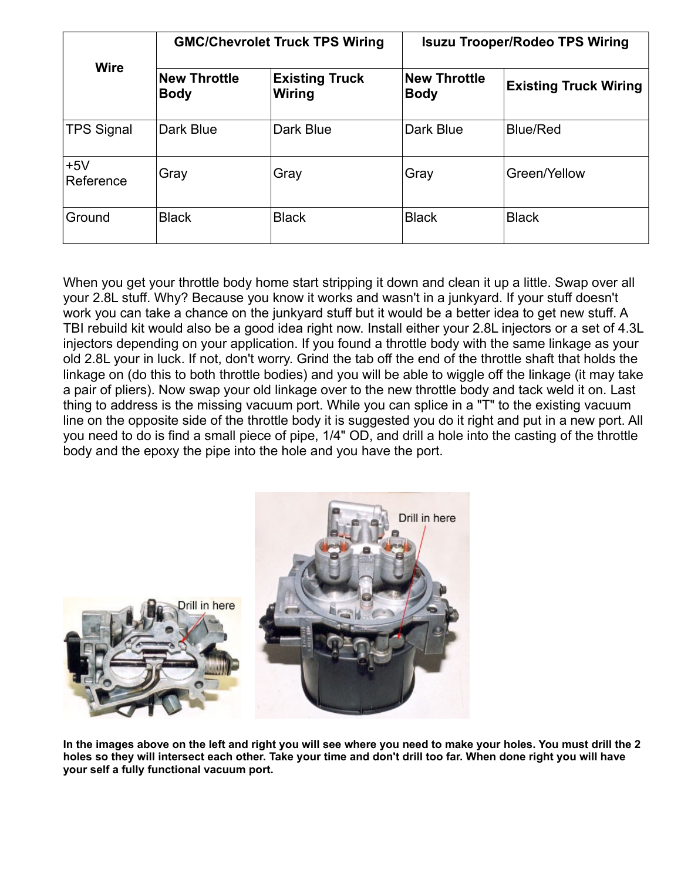| Wire | GMC/Chevrolet Truck TPS Wiring | | Isuzu Trooper/Rodeo TPS Wiring | |
|---|---|---|---|---|
| | **New Throttle Body** | **Existing Truck Wiring** | **New Throttle Body** | **Existing Truck Wiring** |
| TPS Signal | Dark Blue | Dark Blue | Dark Blue | Blue/Red |
| +5V Reference | Gray | Gray | Gray | Green/Yellow |
| Ground | Black | Black | Black | Black |

When you get your throttle body home start stripping it down and clean it up a little. Swap over all your 2.8L stuff. Why? Because you know it works and wasn't in a junkyard. If your stuff doesn't work you can take a chance on the junkyard stuff but it would be a better idea to get new stuff. A TBI rebuild kit would also be a good idea right now. Install either your 2.8L injectors or a set of 4.3L injectors depending on your application. If you found a throttle body with the same linkage as your old 2.8L your in luck. If not, don't worry. Grind the tab off the end of the throttle shaft that holds the linkage on (do this to both throttle bodies) and you will be able to wiggle off the linkage (it may take a pair of pliers). Now swap your old linkage over to the new throttle body and tack weld it on. Last thing to address is the missing vacuum port. While you can splice in a "T" to the existing vacuum line on the opposite side of the throttle body it is suggested you do it right and put in a new port. All you need to do is find a small piece of pipe, 1/4" OD, and drill a hole into the casting of the throttle body and the epoxy the pipe into the hole and you have the port.

Drill in here

Drill in here

**In the images above on the left and right you will see where you need to make your holes. You must drill the 2 holes so they will intersect each other. Take your time and don't drill too far. When done right you will have your self a fully functional vacuum port.**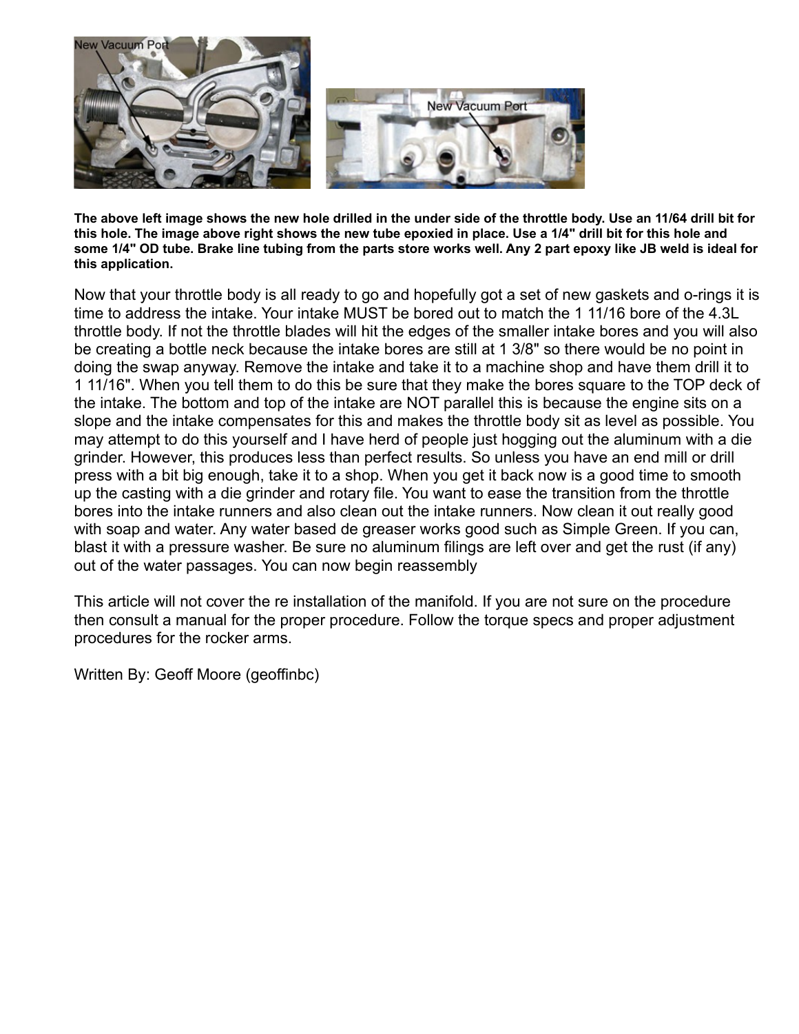New Vacuum Port

New Vacuum Port

**The above left image shows the new hole drilled in the under side of the throttle body. Use an 11/64 drill bit for this hole. The image above right shows the new tube epoxied in place. Use a 1/4" drill bit for this hole and some 1/4" OD tube. Brake line tubing from the parts store works well. Any 2 part epoxy like JB weld is ideal for this application.**

Now that your throttle body is all ready to go and hopefully got a set of new gaskets and o-rings it is time to address the intake. Your intake MUST be bored out to match the 1 11/16 bore of the 4.3L throttle body. If not the throttle blades will hit the edges of the smaller intake bores and you will also be creating a bottle neck because the intake bores are still at 1 3/8" so there would be no point in doing the swap anyway. Remove the intake and take it to a machine shop and have them drill it to 1 11/16". When you tell them to do this be sure that they make the bores square to the TOP deck of the intake. The bottom and top of the intake are NOT parallel this is because the engine sits on a slope and the intake compensates for this and makes the throttle body sit as level as possible. You may attempt to do this yourself and I have herd of people just hogging out the aluminum with a die grinder. However, this produces less than perfect results. So unless you have an end mill or drill press with a bit big enough, take it to a shop. When you get it back now is a good time to smooth up the casting with a die grinder and rotary file. You want to ease the transition from the throttle bores into the intake runners and also clean out the intake runners. Now clean it out really good with soap and water. Any water based de greaser works good such as Simple Green. If you can, blast it with a pressure washer. Be sure no aluminum filings are left over and get the rust (if any) out of the water passages. You can now begin reassembly

This article will not cover the re installation of the manifold. If you are not sure on the procedure then consult a manual for the proper procedure. Follow the torque specs and proper adjustment procedures for the rocker arms.

Written By: Geoff Moore (geoffinbc)